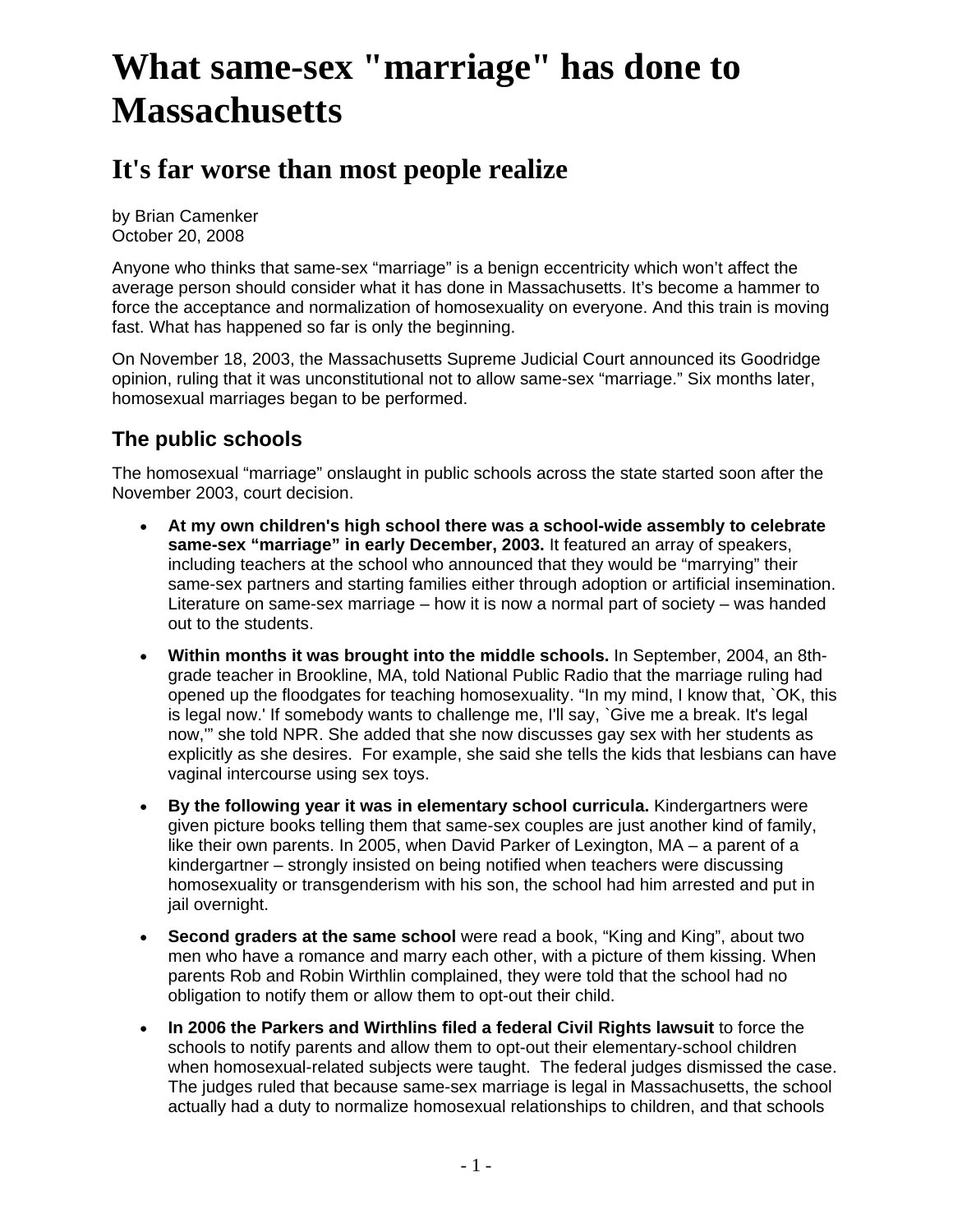# What same-sex "marriage" has done to Massachusetts

## It's far worse than most people realize

by Brian Camenker
October 20, 2008

Anyone who thinks that same-sex "marriage" is a benign eccentricity which won't affect the average person should consider what it has done in Massachusetts. It's become a hammer to force the acceptance and normalization of homosexuality on everyone. And this train is moving fast. What has happened so far is only the beginning.

On November 18, 2003, the Massachusetts Supreme Judicial Court announced its Goodridge opinion, ruling that it was unconstitutional not to allow same-sex "marriage." Six months later, homosexual marriages began to be performed.

### The public schools

The homosexual "marriage" onslaught in public schools across the state started soon after the November 2003, court decision.

- **At my own children's high school there was a school-wide assembly to celebrate same-sex "marriage" in early December, 2003.** It featured an array of speakers, including teachers at the school who announced that they would be "marrying" their same-sex partners and starting families either through adoption or artificial insemination. Literature on same-sex marriage – how it is now a normal part of society – was handed out to the students.
- **Within months it was brought into the middle schools.** In September, 2004, an 8th-grade teacher in Brookline, MA, told National Public Radio that the marriage ruling had opened up the floodgates for teaching homosexuality. "In my mind, I know that, `OK, this is legal now.' If somebody wants to challenge me, I'll say, `Give me a break. It's legal now,'" she told NPR. She added that she now discusses gay sex with her students as explicitly as she desires. For example, she said she tells the kids that lesbians can have vaginal intercourse using sex toys.
- **By the following year it was in elementary school curricula.** Kindergartners were given picture books telling them that same-sex couples are just another kind of family, like their own parents. In 2005, when David Parker of Lexington, MA – a parent of a kindergartner – strongly insisted on being notified when teachers were discussing homosexuality or transgenderism with his son, the school had him arrested and put in jail overnight.
- **Second graders at the same school** were read a book, "King and King", about two men who have a romance and marry each other, with a picture of them kissing. When parents Rob and Robin Wirthlin complained, they were told that the school had no obligation to notify them or allow them to opt-out their child.
- **In 2006 the Parkers and Wirthlins filed a federal Civil Rights lawsuit** to force the schools to notify parents and allow them to opt-out their elementary-school children when homosexual-related subjects were taught. The federal judges dismissed the case. The judges ruled that because same-sex marriage is legal in Massachusetts, the school actually had a duty to normalize homosexual relationships to children, and that schools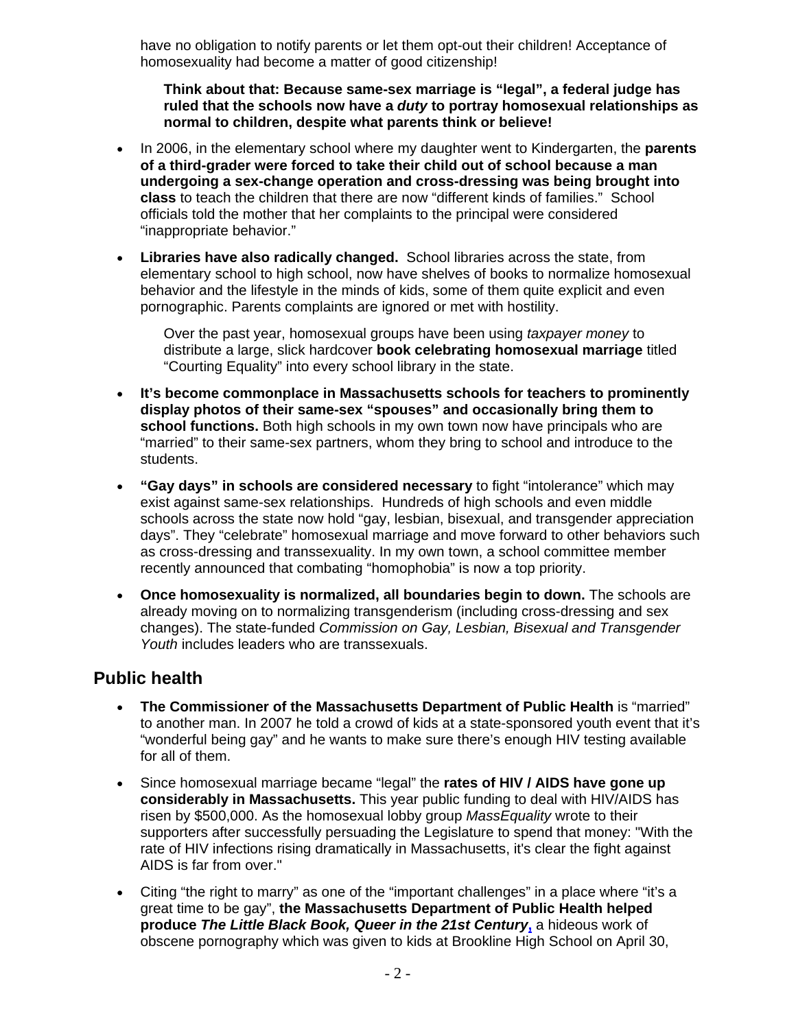have no obligation to notify parents or let them opt-out their children! Acceptance of homosexuality had become a matter of good citizenship!

> **Think about that: Because same-sex marriage is "legal", a federal judge has ruled that the schools now have a *duty* to portray homosexual relationships as normal to children, despite what parents think or believe!**

- In 2006, in the elementary school where my daughter went to Kindergarten, the **parents of a third-grader were forced to take their child out of school because a man undergoing a sex-change operation and cross-dressing was being brought into class** to teach the children that there are now "different kinds of families." School officials told the mother that her complaints to the principal were considered "inappropriate behavior."

- **Libraries have also radically changed.** School libraries across the state, from elementary school to high school, now have shelves of books to normalize homosexual behavior and the lifestyle in the minds of kids, some of them quite explicit and even pornographic. Parents complaints are ignored or met with hostility.

  Over the past year, homosexual groups have been using *taxpayer money* to distribute a large, slick hardcover **book celebrating homosexual marriage** titled "Courting Equality" into every school library in the state.

- **It's become commonplace in Massachusetts schools for teachers to prominently display photos of their same-sex "spouses" and occasionally bring them to school functions.** Both high schools in my own town now have principals who are "married" to their same-sex partners, whom they bring to school and introduce to the students.

- **"Gay days" in schools are considered necessary** to fight "intolerance" which may exist against same-sex relationships. Hundreds of high schools and even middle schools across the state now hold "gay, lesbian, bisexual, and transgender appreciation days". They "celebrate" homosexual marriage and move forward to other behaviors such as cross-dressing and transsexuality. In my own town, a school committee member recently announced that combating "homophobia" is now a top priority.

- **Once homosexuality is normalized, all boundaries begin to down.** The schools are already moving on to normalizing transgenderism (including cross-dressing and sex changes). The state-funded *Commission on Gay, Lesbian, Bisexual and Transgender Youth* includes leaders who are transsexuals.

## Public health

- **The Commissioner of the Massachusetts Department of Public Health** is "married" to another man. In 2007 he told a crowd of kids at a state-sponsored youth event that it's "wonderful being gay" and he wants to make sure there's enough HIV testing available for all of them.

- Since homosexual marriage became "legal" the **rates of HIV / AIDS have gone up considerably in Massachusetts.** This year public funding to deal with HIV/AIDS has risen by $500,000. As the homosexual lobby group *MassEquality* wrote to their supporters after successfully persuading the Legislature to spend that money: "With the rate of HIV infections rising dramatically in Massachusetts, it's clear the fight against AIDS is far from over."

- Citing "the right to marry" as one of the "important challenges" in a place where "it's a great time to be gay", **the Massachusetts Department of Public Health helped produce *The Little Black Book, Queer in the 21st Century*[1]** a hideous work of obscene pornography which was given to kids at Brookline High School on April 30,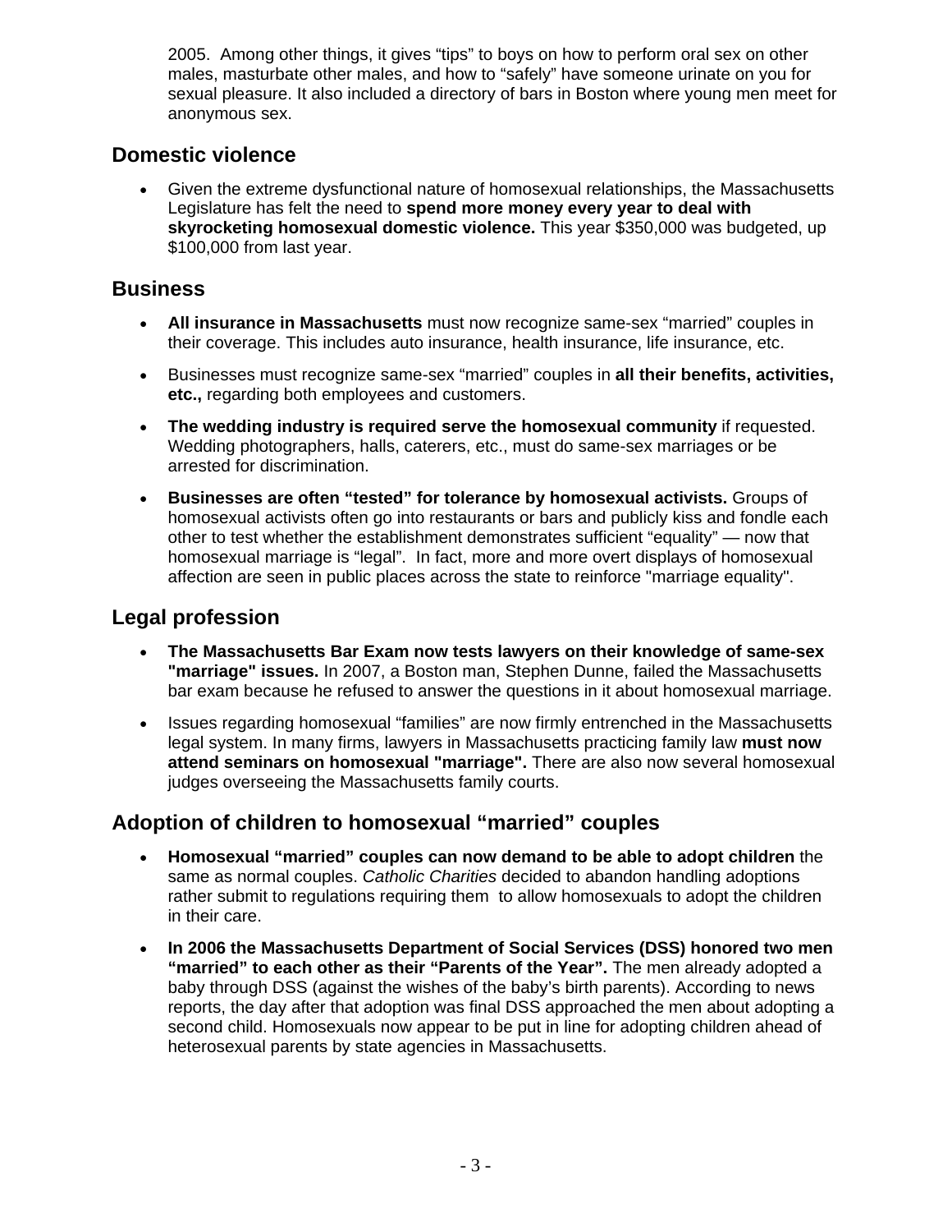2005. Among other things, it gives "tips" to boys on how to perform oral sex on other males, masturbate other males, and how to "safely" have someone urinate on you for sexual pleasure. It also included a directory of bars in Boston where young men meet for anonymous sex.

## Domestic violence

- Given the extreme dysfunctional nature of homosexual relationships, the Massachusetts Legislature has felt the need to **spend more money every year to deal with skyrocketing homosexual domestic violence.** This year $350,000 was budgeted, up $100,000 from last year.

## Business

- **All insurance in Massachusetts** must now recognize same-sex "married" couples in their coverage. This includes auto insurance, health insurance, life insurance, etc.
- Businesses must recognize same-sex "married" couples in **all their benefits, activities, etc.,** regarding both employees and customers.
- **The wedding industry is required serve the homosexual community** if requested. Wedding photographers, halls, caterers, etc., must do same-sex marriages or be arrested for discrimination.
- **Businesses are often "tested" for tolerance by homosexual activists.** Groups of homosexual activists often go into restaurants or bars and publicly kiss and fondle each other to test whether the establishment demonstrates sufficient "equality" — now that homosexual marriage is "legal". In fact, more and more overt displays of homosexual affection are seen in public places across the state to reinforce "marriage equality".

## Legal profession

- **The Massachusetts Bar Exam now tests lawyers on their knowledge of same-sex "marriage" issues.** In 2007, a Boston man, Stephen Dunne, failed the Massachusetts bar exam because he refused to answer the questions in it about homosexual marriage.
- Issues regarding homosexual "families" are now firmly entrenched in the Massachusetts legal system. In many firms, lawyers in Massachusetts practicing family law **must now attend seminars on homosexual "marriage".** There are also now several homosexual judges overseeing the Massachusetts family courts.

## Adoption of children to homosexual "married" couples

- **Homosexual "married" couples can now demand to be able to adopt children** the same as normal couples. *Catholic Charities* decided to abandon handling adoptions rather submit to regulations requiring them to allow homosexuals to adopt the children in their care.
- **In 2006 the Massachusetts Department of Social Services (DSS) honored two men "married" to each other as their "Parents of the Year".** The men already adopted a baby through DSS (against the wishes of the baby's birth parents). According to news reports, the day after that adoption was final DSS approached the men about adopting a second child. Homosexuals now appear to be put in line for adopting children ahead of heterosexual parents by state agencies in Massachusetts.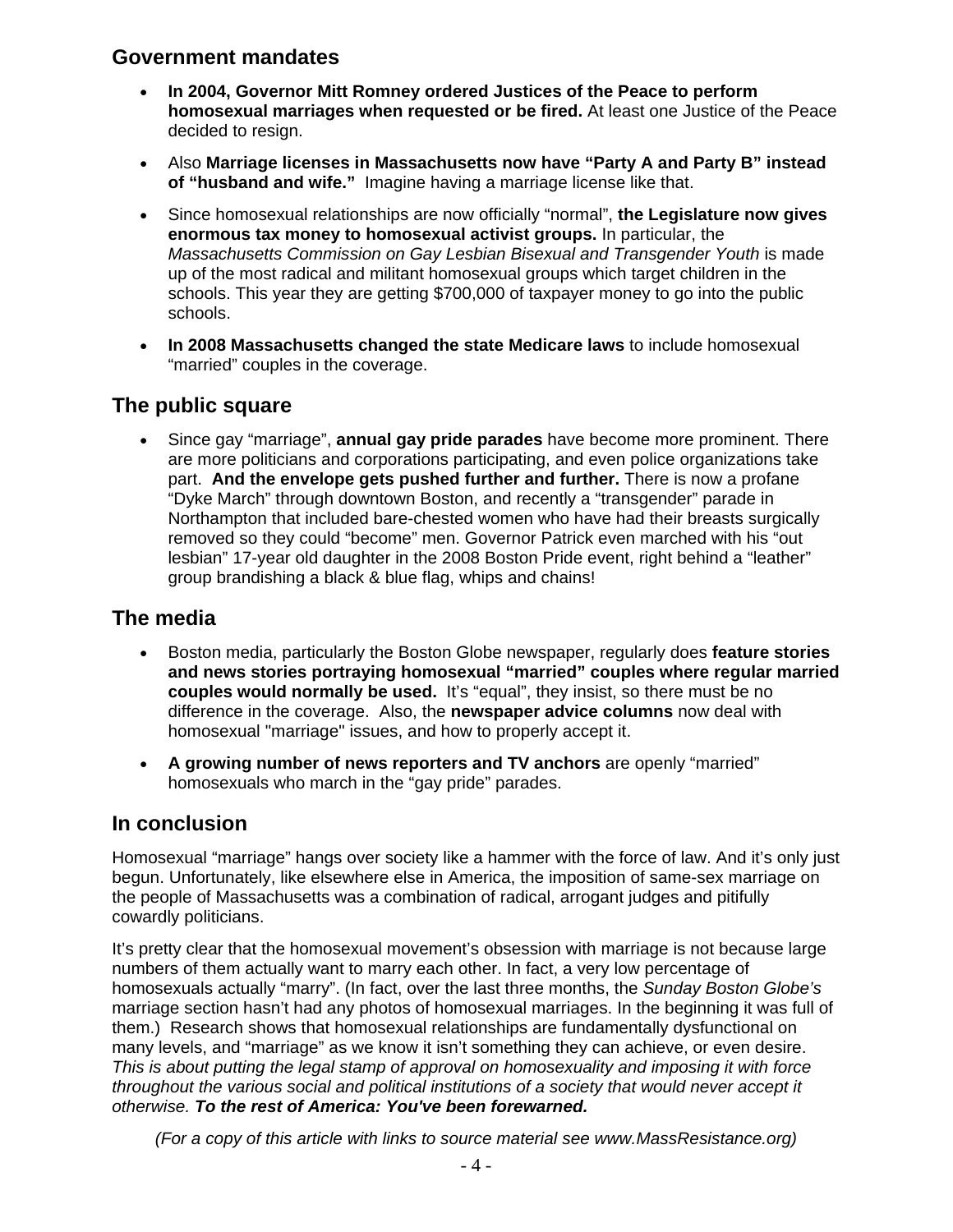## Government mandates

- **In 2004, Governor Mitt Romney ordered Justices of the Peace to perform homosexual marriages when requested or be fired.** At least one Justice of the Peace decided to resign.
- Also **Marriage licenses in Massachusetts now have "Party A and Party B" instead of "husband and wife."** Imagine having a marriage license like that.
- Since homosexual relationships are now officially "normal", **the Legislature now gives enormous tax money to homosexual activist groups.** In particular, the *Massachusetts Commission on Gay Lesbian Bisexual and Transgender Youth* is made up of the most radical and militant homosexual groups which target children in the schools. This year they are getting $700,000 of taxpayer money to go into the public schools.
- **In 2008 Massachusetts changed the state Medicare laws** to include homosexual "married" couples in the coverage.

## The public square

- Since gay "marriage", **annual gay pride parades** have become more prominent. There are more politicians and corporations participating, and even police organizations take part. **And the envelope gets pushed further and further.** There is now a profane "Dyke March" through downtown Boston, and recently a "transgender" parade in Northampton that included bare-chested women who have had their breasts surgically removed so they could "become" men. Governor Patrick even marched with his "out lesbian" 17-year old daughter in the 2008 Boston Pride event, right behind a "leather" group brandishing a black & blue flag, whips and chains!

## The media

- Boston media, particularly the Boston Globe newspaper, regularly does **feature stories and news stories portraying homosexual "married" couples where regular married couples would normally be used.** It's "equal", they insist, so there must be no difference in the coverage. Also, the **newspaper advice columns** now deal with homosexual "marriage" issues, and how to properly accept it.
- **A growing number of news reporters and TV anchors** are openly "married" homosexuals who march in the "gay pride" parades.

## In conclusion

Homosexual "marriage" hangs over society like a hammer with the force of law. And it's only just begun. Unfortunately, like elsewhere else in America, the imposition of same-sex marriage on the people of Massachusetts was a combination of radical, arrogant judges and pitifully cowardly politicians.

It's pretty clear that the homosexual movement's obsession with marriage is not because large numbers of them actually want to marry each other. In fact, a very low percentage of homosexuals actually "marry". (In fact, over the last three months, the *Sunday Boston Globe's* marriage section hasn't had any photos of homosexual marriages. In the beginning it was full of them.) Research shows that homosexual relationships are fundamentally dysfunctional on many levels, and "marriage" as we know it isn't something they can achieve, or even desire. *This is about putting the legal stamp of approval on homosexuality and imposing it with force throughout the various social and political institutions of a society that would never accept it otherwise.* ***To the rest of America: You've been forewarned.***

*(For a copy of this article with links to source material see www.MassResistance.org)*